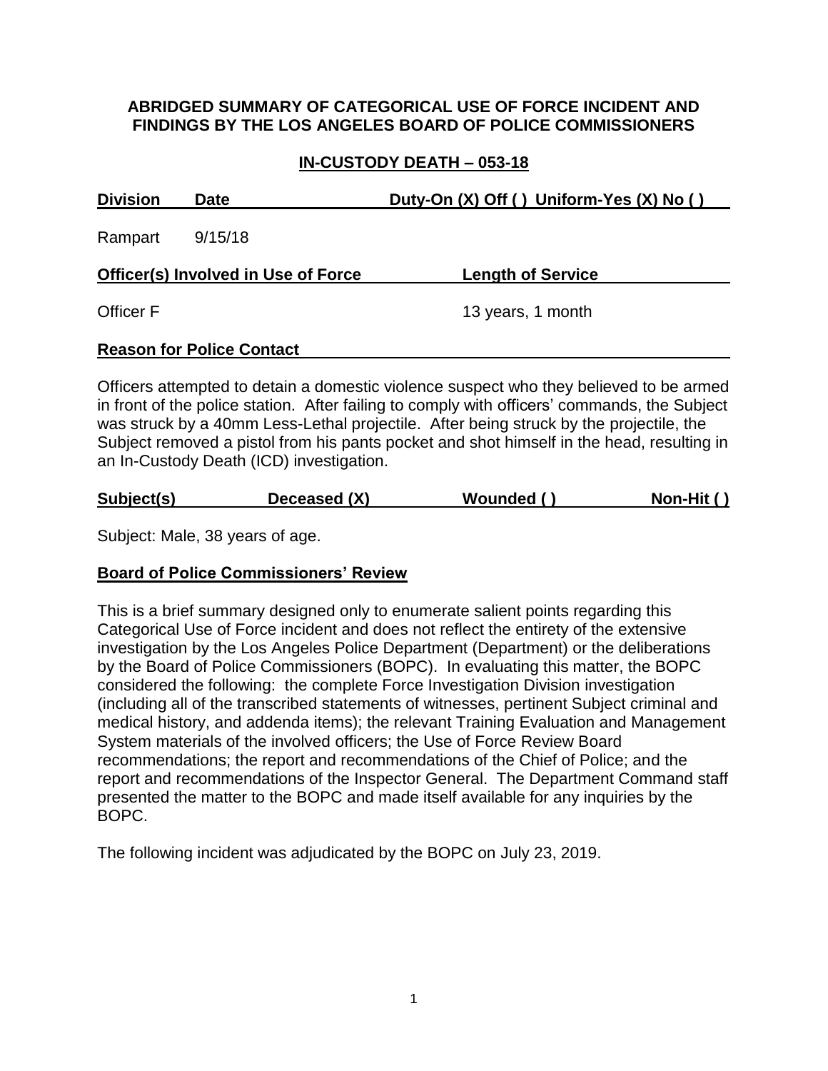# ABRIDGED SUMMARY OF CATEGORICAL USE OF FORCE INCIDENT AND FINDINGS BY THE LOS ANGELES BOARD OF POLICE COMMISSIONERS

## IN-CUSTODY DEATH – 053-18

| Division | Date | Duty-On (X) Off ( ) Uniform-Yes (X) No ( ) |
|---|---|---|
| Rampart | 9/15/18 | |

| Officer(s) Involved in Use of Force | Length of Service |
|---|---|
| Officer F | 13 years, 1 month |

**Reason for Police Contact**

Officers attempted to detain a domestic violence suspect who they believed to be armed in front of the police station. After failing to comply with officers' commands, the Subject was struck by a 40mm Less-Lethal projectile. After being struck by the projectile, the Subject removed a pistol from his pants pocket and shot himself in the head, resulting in an In-Custody Death (ICD) investigation.

| Subject(s) | Deceased (X) | Wounded ( ) | Non-Hit ( ) |
|---|---|---|---|

Subject: Male, 38 years of age.

**Board of Police Commissioners' Review**

This is a brief summary designed only to enumerate salient points regarding this Categorical Use of Force incident and does not reflect the entirety of the extensive investigation by the Los Angeles Police Department (Department) or the deliberations by the Board of Police Commissioners (BOPC). In evaluating this matter, the BOPC considered the following: the complete Force Investigation Division investigation (including all of the transcribed statements of witnesses, pertinent Subject criminal and medical history, and addenda items); the relevant Training Evaluation and Management System materials of the involved officers; the Use of Force Review Board recommendations; the report and recommendations of the Chief of Police; and the report and recommendations of the Inspector General. The Department Command staff presented the matter to the BOPC and made itself available for any inquiries by the BOPC.

The following incident was adjudicated by the BOPC on July 23, 2019.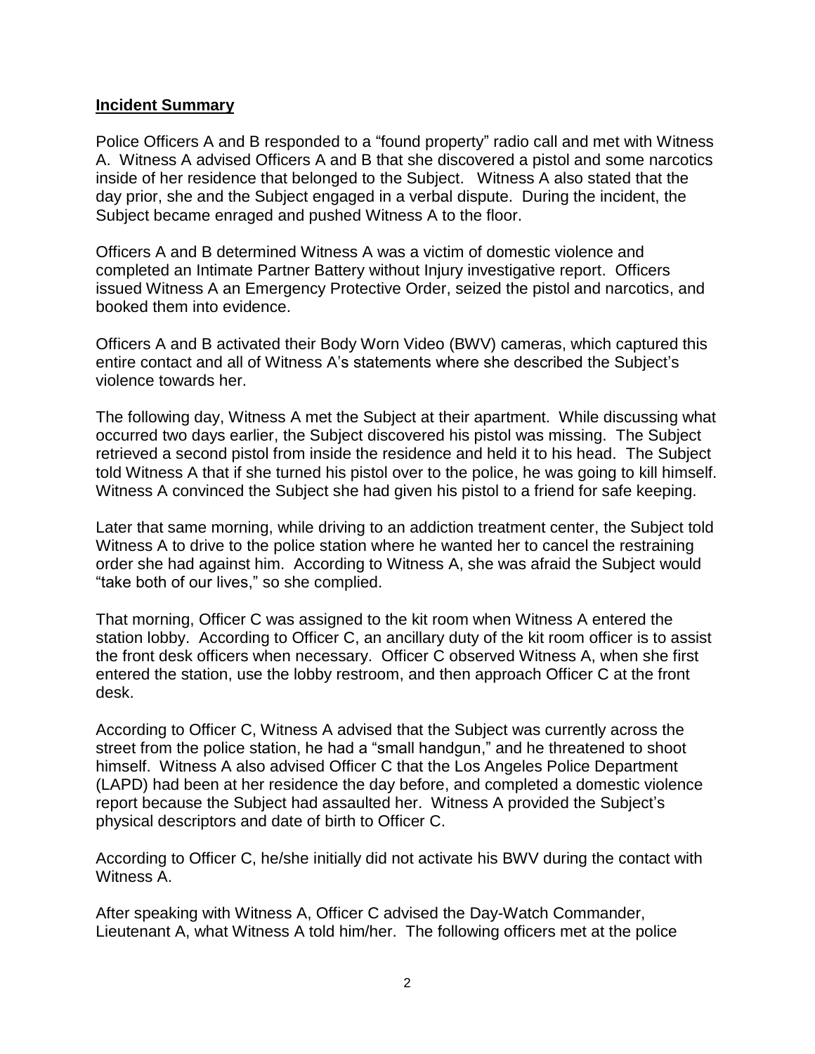**Incident Summary**

Police Officers A and B responded to a "found property" radio call and met with Witness A. Witness A advised Officers A and B that she discovered a pistol and some narcotics inside of her residence that belonged to the Subject. Witness A also stated that the day prior, she and the Subject engaged in a verbal dispute. During the incident, the Subject became enraged and pushed Witness A to the floor.

Officers A and B determined Witness A was a victim of domestic violence and completed an Intimate Partner Battery without Injury investigative report. Officers issued Witness A an Emergency Protective Order, seized the pistol and narcotics, and booked them into evidence.

Officers A and B activated their Body Worn Video (BWV) cameras, which captured this entire contact and all of Witness A's statements where she described the Subject's violence towards her.

The following day, Witness A met the Subject at their apartment. While discussing what occurred two days earlier, the Subject discovered his pistol was missing. The Subject retrieved a second pistol from inside the residence and held it to his head. The Subject told Witness A that if she turned his pistol over to the police, he was going to kill himself. Witness A convinced the Subject she had given his pistol to a friend for safe keeping.

Later that same morning, while driving to an addiction treatment center, the Subject told Witness A to drive to the police station where he wanted her to cancel the restraining order she had against him. According to Witness A, she was afraid the Subject would "take both of our lives," so she complied.

That morning, Officer C was assigned to the kit room when Witness A entered the station lobby. According to Officer C, an ancillary duty of the kit room officer is to assist the front desk officers when necessary. Officer C observed Witness A, when she first entered the station, use the lobby restroom, and then approach Officer C at the front desk.

According to Officer C, Witness A advised that the Subject was currently across the street from the police station, he had a "small handgun," and he threatened to shoot himself. Witness A also advised Officer C that the Los Angeles Police Department (LAPD) had been at her residence the day before, and completed a domestic violence report because the Subject had assaulted her. Witness A provided the Subject's physical descriptors and date of birth to Officer C.

According to Officer C, he/she initially did not activate his BWV during the contact with Witness A.

After speaking with Witness A, Officer C advised the Day-Watch Commander, Lieutenant A, what Witness A told him/her. The following officers met at the police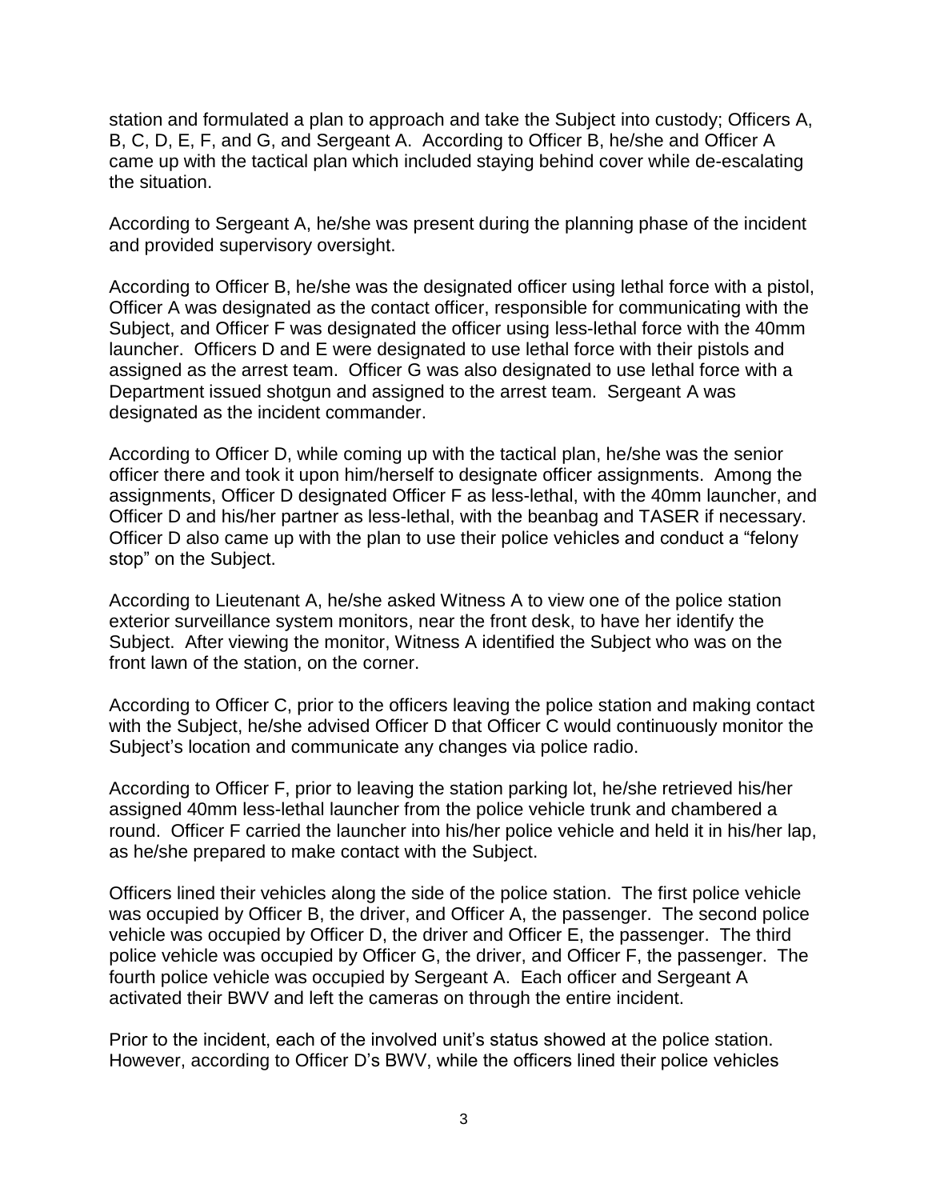station and formulated a plan to approach and take the Subject into custody; Officers A, B, C, D, E, F, and G, and Sergeant A. According to Officer B, he/she and Officer A came up with the tactical plan which included staying behind cover while de-escalating the situation.

According to Sergeant A, he/she was present during the planning phase of the incident and provided supervisory oversight.

According to Officer B, he/she was the designated officer using lethal force with a pistol, Officer A was designated as the contact officer, responsible for communicating with the Subject, and Officer F was designated the officer using less-lethal force with the 40mm launcher. Officers D and E were designated to use lethal force with their pistols and assigned as the arrest team. Officer G was also designated to use lethal force with a Department issued shotgun and assigned to the arrest team. Sergeant A was designated as the incident commander.

According to Officer D, while coming up with the tactical plan, he/she was the senior officer there and took it upon him/herself to designate officer assignments. Among the assignments, Officer D designated Officer F as less-lethal, with the 40mm launcher, and Officer D and his/her partner as less-lethal, with the beanbag and TASER if necessary. Officer D also came up with the plan to use their police vehicles and conduct a "felony stop" on the Subject.

According to Lieutenant A, he/she asked Witness A to view one of the police station exterior surveillance system monitors, near the front desk, to have her identify the Subject. After viewing the monitor, Witness A identified the Subject who was on the front lawn of the station, on the corner.

According to Officer C, prior to the officers leaving the police station and making contact with the Subject, he/she advised Officer D that Officer C would continuously monitor the Subject's location and communicate any changes via police radio.

According to Officer F, prior to leaving the station parking lot, he/she retrieved his/her assigned 40mm less-lethal launcher from the police vehicle trunk and chambered a round. Officer F carried the launcher into his/her police vehicle and held it in his/her lap, as he/she prepared to make contact with the Subject.

Officers lined their vehicles along the side of the police station. The first police vehicle was occupied by Officer B, the driver, and Officer A, the passenger. The second police vehicle was occupied by Officer D, the driver and Officer E, the passenger. The third police vehicle was occupied by Officer G, the driver, and Officer F, the passenger. The fourth police vehicle was occupied by Sergeant A. Each officer and Sergeant A activated their BWV and left the cameras on through the entire incident.

Prior to the incident, each of the involved unit's status showed at the police station. However, according to Officer D's BWV, while the officers lined their police vehicles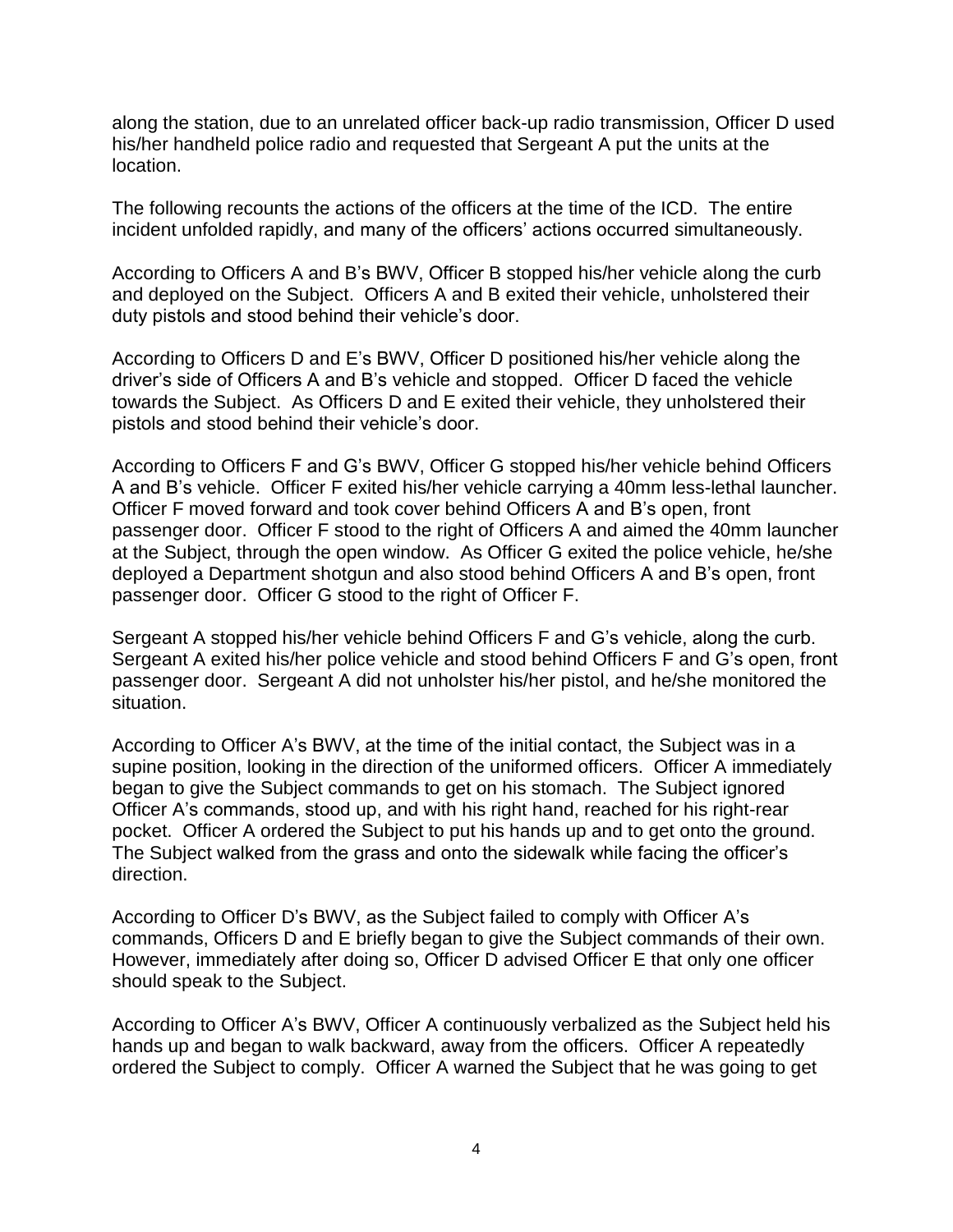along the station, due to an unrelated officer back-up radio transmission, Officer D used his/her handheld police radio and requested that Sergeant A put the units at the location.

The following recounts the actions of the officers at the time of the ICD. The entire incident unfolded rapidly, and many of the officers' actions occurred simultaneously.

According to Officers A and B's BWV, Officer B stopped his/her vehicle along the curb and deployed on the Subject. Officers A and B exited their vehicle, unholstered their duty pistols and stood behind their vehicle's door.

According to Officers D and E's BWV, Officer D positioned his/her vehicle along the driver's side of Officers A and B's vehicle and stopped. Officer D faced the vehicle towards the Subject. As Officers D and E exited their vehicle, they unholstered their pistols and stood behind their vehicle's door.

According to Officers F and G's BWV, Officer G stopped his/her vehicle behind Officers A and B's vehicle. Officer F exited his/her vehicle carrying a 40mm less-lethal launcher. Officer F moved forward and took cover behind Officers A and B's open, front passenger door. Officer F stood to the right of Officers A and aimed the 40mm launcher at the Subject, through the open window. As Officer G exited the police vehicle, he/she deployed a Department shotgun and also stood behind Officers A and B's open, front passenger door. Officer G stood to the right of Officer F.

Sergeant A stopped his/her vehicle behind Officers F and G's vehicle, along the curb. Sergeant A exited his/her police vehicle and stood behind Officers F and G's open, front passenger door. Sergeant A did not unholster his/her pistol, and he/she monitored the situation.

According to Officer A's BWV, at the time of the initial contact, the Subject was in a supine position, looking in the direction of the uniformed officers. Officer A immediately began to give the Subject commands to get on his stomach. The Subject ignored Officer A's commands, stood up, and with his right hand, reached for his right-rear pocket. Officer A ordered the Subject to put his hands up and to get onto the ground. The Subject walked from the grass and onto the sidewalk while facing the officer's direction.

According to Officer D's BWV, as the Subject failed to comply with Officer A's commands, Officers D and E briefly began to give the Subject commands of their own. However, immediately after doing so, Officer D advised Officer E that only one officer should speak to the Subject.

According to Officer A's BWV, Officer A continuously verbalized as the Subject held his hands up and began to walk backward, away from the officers. Officer A repeatedly ordered the Subject to comply. Officer A warned the Subject that he was going to get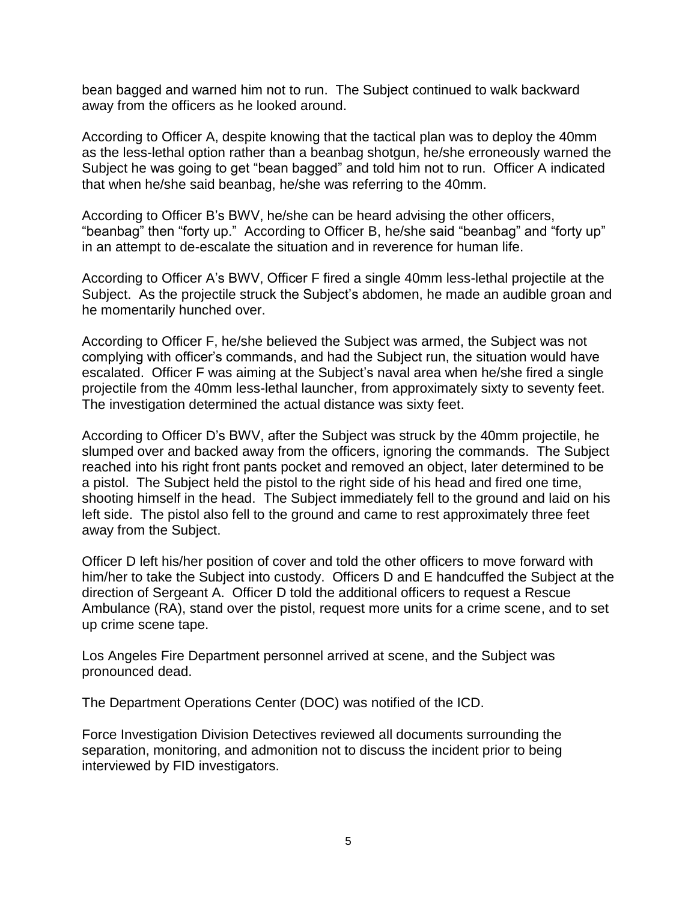bean bagged and warned him not to run. The Subject continued to walk backward away from the officers as he looked around.

According to Officer A, despite knowing that the tactical plan was to deploy the 40mm as the less-lethal option rather than a beanbag shotgun, he/she erroneously warned the Subject he was going to get "bean bagged" and told him not to run. Officer A indicated that when he/she said beanbag, he/she was referring to the 40mm.

According to Officer B's BWV, he/she can be heard advising the other officers, "beanbag" then "forty up." According to Officer B, he/she said "beanbag" and "forty up" in an attempt to de-escalate the situation and in reverence for human life.

According to Officer A's BWV, Officer F fired a single 40mm less-lethal projectile at the Subject. As the projectile struck the Subject's abdomen, he made an audible groan and he momentarily hunched over.

According to Officer F, he/she believed the Subject was armed, the Subject was not complying with officer's commands, and had the Subject run, the situation would have escalated. Officer F was aiming at the Subject's naval area when he/she fired a single projectile from the 40mm less-lethal launcher, from approximately sixty to seventy feet. The investigation determined the actual distance was sixty feet.

According to Officer D's BWV, after the Subject was struck by the 40mm projectile, he slumped over and backed away from the officers, ignoring the commands. The Subject reached into his right front pants pocket and removed an object, later determined to be a pistol. The Subject held the pistol to the right side of his head and fired one time, shooting himself in the head. The Subject immediately fell to the ground and laid on his left side. The pistol also fell to the ground and came to rest approximately three feet away from the Subject.

Officer D left his/her position of cover and told the other officers to move forward with him/her to take the Subject into custody. Officers D and E handcuffed the Subject at the direction of Sergeant A. Officer D told the additional officers to request a Rescue Ambulance (RA), stand over the pistol, request more units for a crime scene, and to set up crime scene tape.

Los Angeles Fire Department personnel arrived at scene, and the Subject was pronounced dead.

The Department Operations Center (DOC) was notified of the ICD.

Force Investigation Division Detectives reviewed all documents surrounding the separation, monitoring, and admonition not to discuss the incident prior to being interviewed by FID investigators.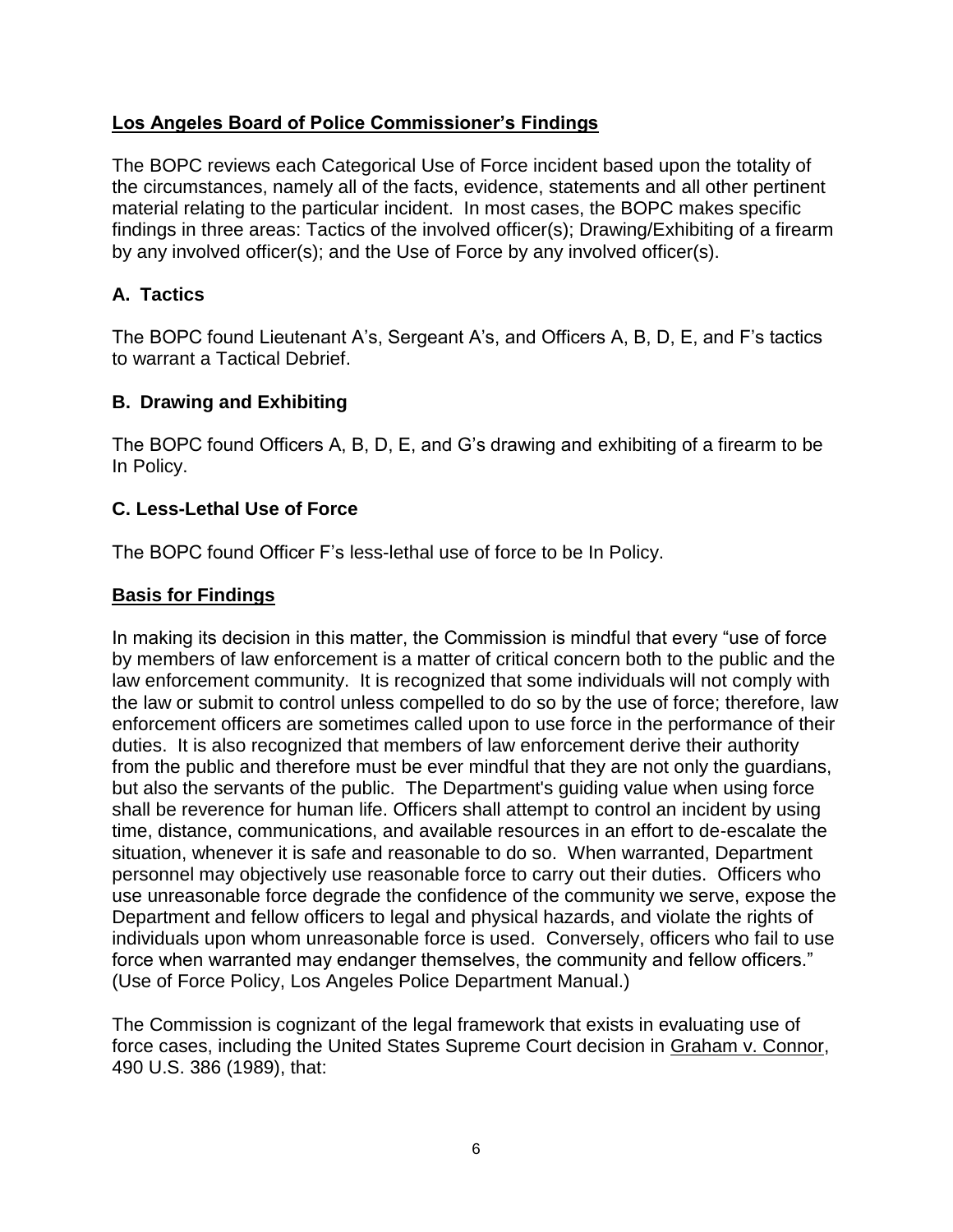## **Los Angeles Board of Police Commissioner's Findings**

The BOPC reviews each Categorical Use of Force incident based upon the totality of the circumstances, namely all of the facts, evidence, statements and all other pertinent material relating to the particular incident. In most cases, the BOPC makes specific findings in three areas: Tactics of the involved officer(s); Drawing/Exhibiting of a firearm by any involved officer(s); and the Use of Force by any involved officer(s).

### A. Tactics

The BOPC found Lieutenant A's, Sergeant A's, and Officers A, B, D, E, and F's tactics to warrant a Tactical Debrief.

### B. Drawing and Exhibiting

The BOPC found Officers A, B, D, E, and G's drawing and exhibiting of a firearm to be In Policy.

### C. Less-Lethal Use of Force

The BOPC found Officer F's less-lethal use of force to be In Policy.

## **Basis for Findings**

In making its decision in this matter, the Commission is mindful that every "use of force by members of law enforcement is a matter of critical concern both to the public and the law enforcement community. It is recognized that some individuals will not comply with the law or submit to control unless compelled to do so by the use of force; therefore, law enforcement officers are sometimes called upon to use force in the performance of their duties. It is also recognized that members of law enforcement derive their authority from the public and therefore must be ever mindful that they are not only the guardians, but also the servants of the public. The Department's guiding value when using force shall be reverence for human life. Officers shall attempt to control an incident by using time, distance, communications, and available resources in an effort to de-escalate the situation, whenever it is safe and reasonable to do so. When warranted, Department personnel may objectively use reasonable force to carry out their duties. Officers who use unreasonable force degrade the confidence of the community we serve, expose the Department and fellow officers to legal and physical hazards, and violate the rights of individuals upon whom unreasonable force is used. Conversely, officers who fail to use force when warranted may endanger themselves, the community and fellow officers." (Use of Force Policy, Los Angeles Police Department Manual.)

The Commission is cognizant of the legal framework that exists in evaluating use of force cases, including the United States Supreme Court decision in Graham v. Connor, 490 U.S. 386 (1989), that: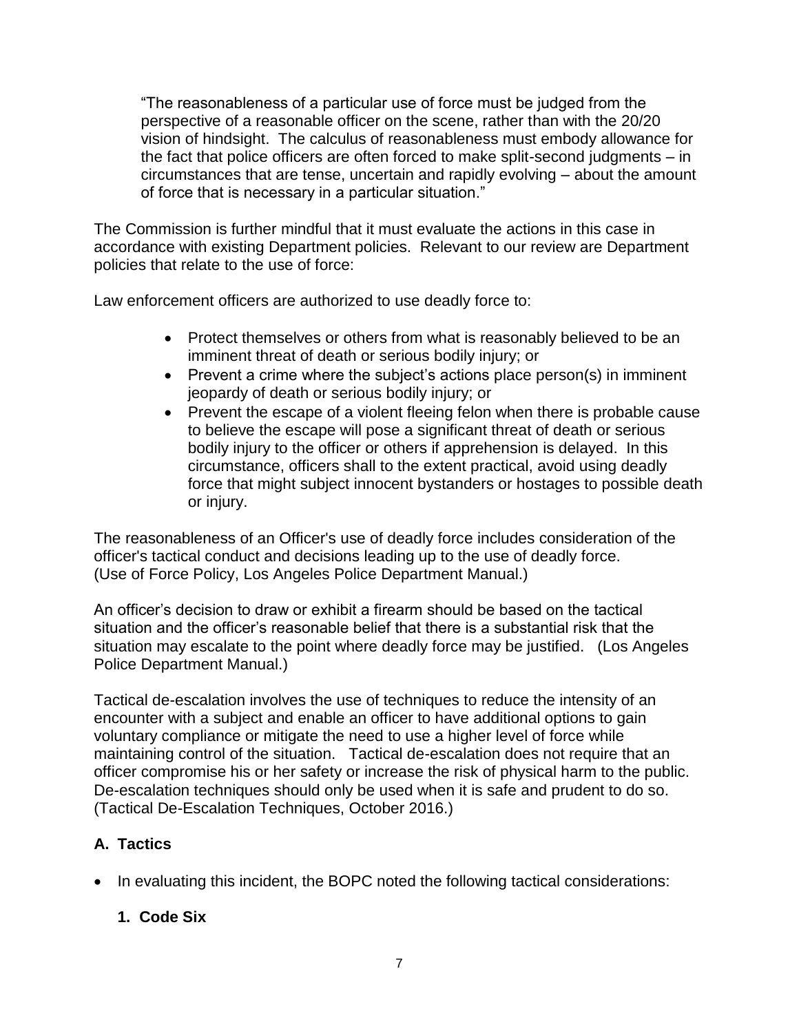> "The reasonableness of a particular use of force must be judged from the perspective of a reasonable officer on the scene, rather than with the 20/20 vision of hindsight. The calculus of reasonableness must embody allowance for the fact that police officers are often forced to make split-second judgments – in circumstances that are tense, uncertain and rapidly evolving – about the amount of force that is necessary in a particular situation."

The Commission is further mindful that it must evaluate the actions in this case in accordance with existing Department policies. Relevant to our review are Department policies that relate to the use of force:

Law enforcement officers are authorized to use deadly force to:

- Protect themselves or others from what is reasonably believed to be an imminent threat of death or serious bodily injury; or
- Prevent a crime where the subject's actions place person(s) in imminent jeopardy of death or serious bodily injury; or
- Prevent the escape of a violent fleeing felon when there is probable cause to believe the escape will pose a significant threat of death or serious bodily injury to the officer or others if apprehension is delayed. In this circumstance, officers shall to the extent practical, avoid using deadly force that might subject innocent bystanders or hostages to possible death or injury.

The reasonableness of an Officer's use of deadly force includes consideration of the officer's tactical conduct and decisions leading up to the use of deadly force. (Use of Force Policy, Los Angeles Police Department Manual.)

An officer's decision to draw or exhibit a firearm should be based on the tactical situation and the officer's reasonable belief that there is a substantial risk that the situation may escalate to the point where deadly force may be justified. (Los Angeles Police Department Manual.)

Tactical de-escalation involves the use of techniques to reduce the intensity of an encounter with a subject and enable an officer to have additional options to gain voluntary compliance or mitigate the need to use a higher level of force while maintaining control of the situation. Tactical de-escalation does not require that an officer compromise his or her safety or increase the risk of physical harm to the public. De-escalation techniques should only be used when it is safe and prudent to do so. (Tactical De-Escalation Techniques, October 2016.)

## A. Tactics

- In evaluating this incident, the BOPC noted the following tactical considerations:

### 1. Code Six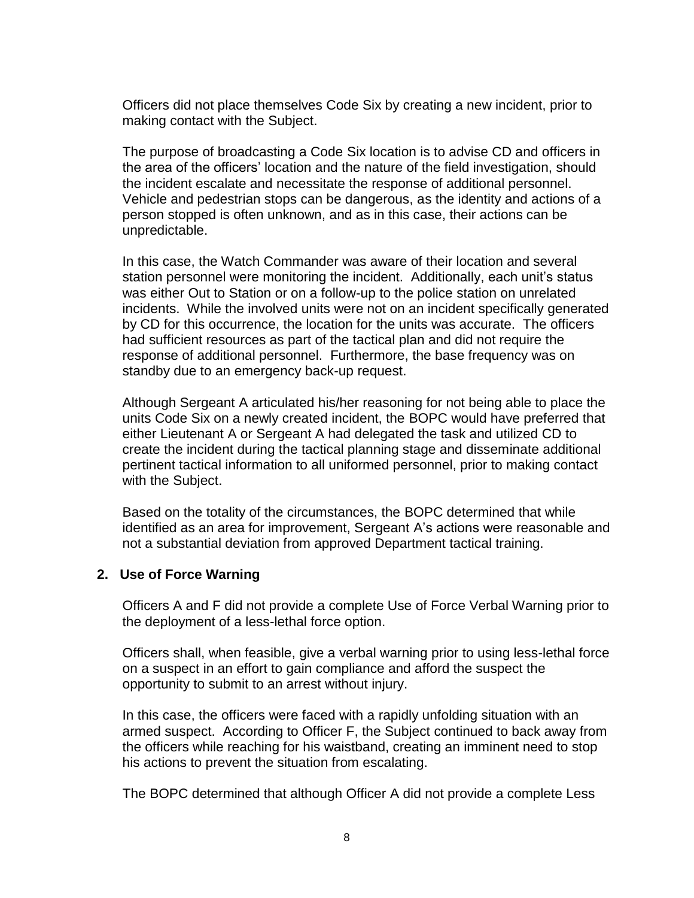Officers did not place themselves Code Six by creating a new incident, prior to making contact with the Subject.

The purpose of broadcasting a Code Six location is to advise CD and officers in the area of the officers' location and the nature of the field investigation, should the incident escalate and necessitate the response of additional personnel. Vehicle and pedestrian stops can be dangerous, as the identity and actions of a person stopped is often unknown, and as in this case, their actions can be unpredictable.

In this case, the Watch Commander was aware of their location and several station personnel were monitoring the incident. Additionally, each unit's status was either Out to Station or on a follow-up to the police station on unrelated incidents. While the involved units were not on an incident specifically generated by CD for this occurrence, the location for the units was accurate. The officers had sufficient resources as part of the tactical plan and did not require the response of additional personnel. Furthermore, the base frequency was on standby due to an emergency back-up request.

Although Sergeant A articulated his/her reasoning for not being able to place the units Code Six on a newly created incident, the BOPC would have preferred that either Lieutenant A or Sergeant A had delegated the task and utilized CD to create the incident during the tactical planning stage and disseminate additional pertinent tactical information to all uniformed personnel, prior to making contact with the Subject.

Based on the totality of the circumstances, the BOPC determined that while identified as an area for improvement, Sergeant A's actions were reasonable and not a substantial deviation from approved Department tactical training.

**2. Use of Force Warning**

Officers A and F did not provide a complete Use of Force Verbal Warning prior to the deployment of a less-lethal force option.

Officers shall, when feasible, give a verbal warning prior to using less-lethal force on a suspect in an effort to gain compliance and afford the suspect the opportunity to submit to an arrest without injury.

In this case, the officers were faced with a rapidly unfolding situation with an armed suspect. According to Officer F, the Subject continued to back away from the officers while reaching for his waistband, creating an imminent need to stop his actions to prevent the situation from escalating.

The BOPC determined that although Officer A did not provide a complete Less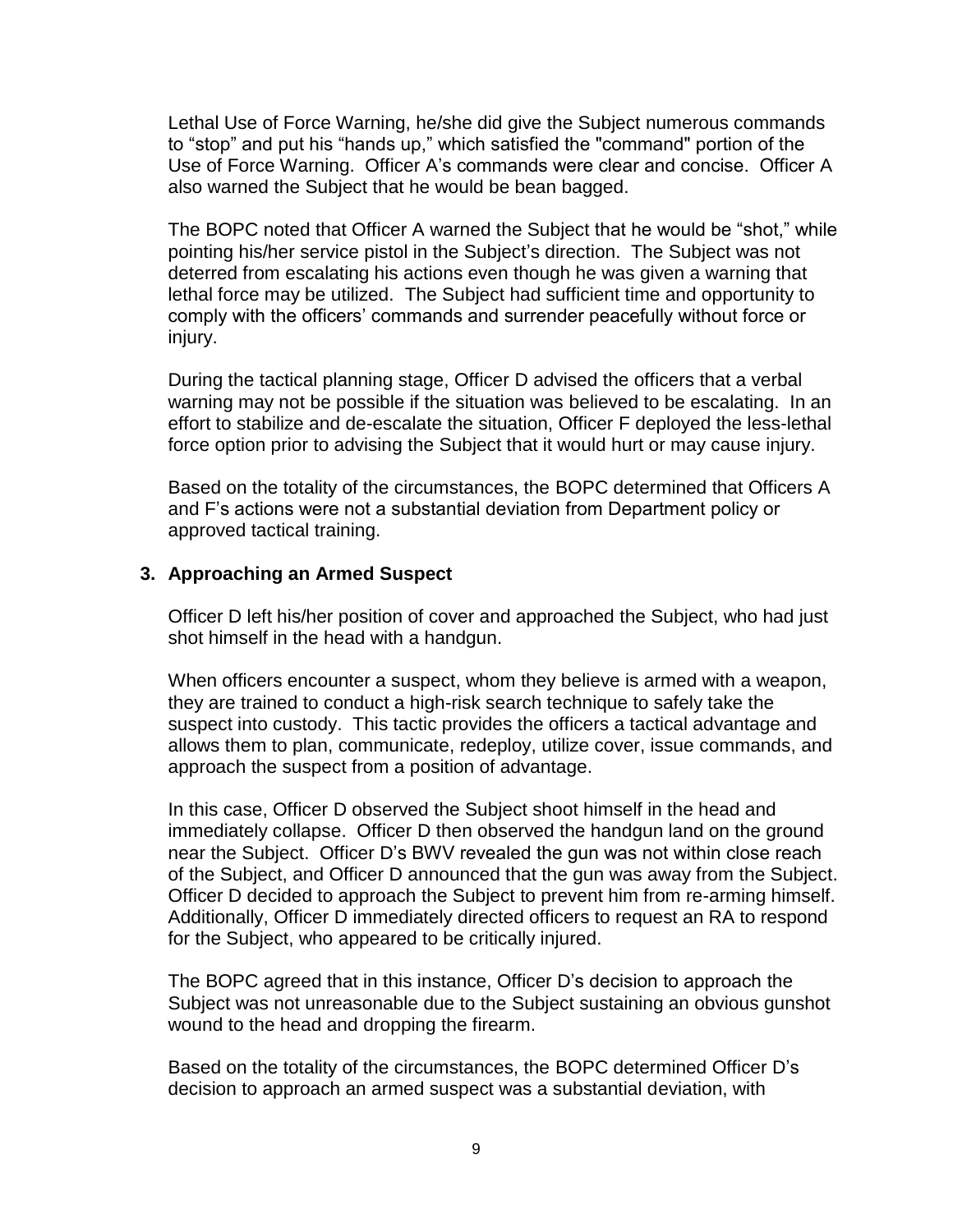Lethal Use of Force Warning, he/she did give the Subject numerous commands to "stop" and put his "hands up," which satisfied the "command" portion of the Use of Force Warning. Officer A's commands were clear and concise. Officer A also warned the Subject that he would be bean bagged.

The BOPC noted that Officer A warned the Subject that he would be "shot," while pointing his/her service pistol in the Subject's direction. The Subject was not deterred from escalating his actions even though he was given a warning that lethal force may be utilized. The Subject had sufficient time and opportunity to comply with the officers' commands and surrender peacefully without force or injury.

During the tactical planning stage, Officer D advised the officers that a verbal warning may not be possible if the situation was believed to be escalating. In an effort to stabilize and de-escalate the situation, Officer F deployed the less-lethal force option prior to advising the Subject that it would hurt or may cause injury.

Based on the totality of the circumstances, the BOPC determined that Officers A and F's actions were not a substantial deviation from Department policy or approved tactical training.

**3. Approaching an Armed Suspect**

Officer D left his/her position of cover and approached the Subject, who had just shot himself in the head with a handgun.

When officers encounter a suspect, whom they believe is armed with a weapon, they are trained to conduct a high-risk search technique to safely take the suspect into custody. This tactic provides the officers a tactical advantage and allows them to plan, communicate, redeploy, utilize cover, issue commands, and approach the suspect from a position of advantage.

In this case, Officer D observed the Subject shoot himself in the head and immediately collapse. Officer D then observed the handgun land on the ground near the Subject. Officer D's BWV revealed the gun was not within close reach of the Subject, and Officer D announced that the gun was away from the Subject. Officer D decided to approach the Subject to prevent him from re-arming himself. Additionally, Officer D immediately directed officers to request an RA to respond for the Subject, who appeared to be critically injured.

The BOPC agreed that in this instance, Officer D's decision to approach the Subject was not unreasonable due to the Subject sustaining an obvious gunshot wound to the head and dropping the firearm.

Based on the totality of the circumstances, the BOPC determined Officer D's decision to approach an armed suspect was a substantial deviation, with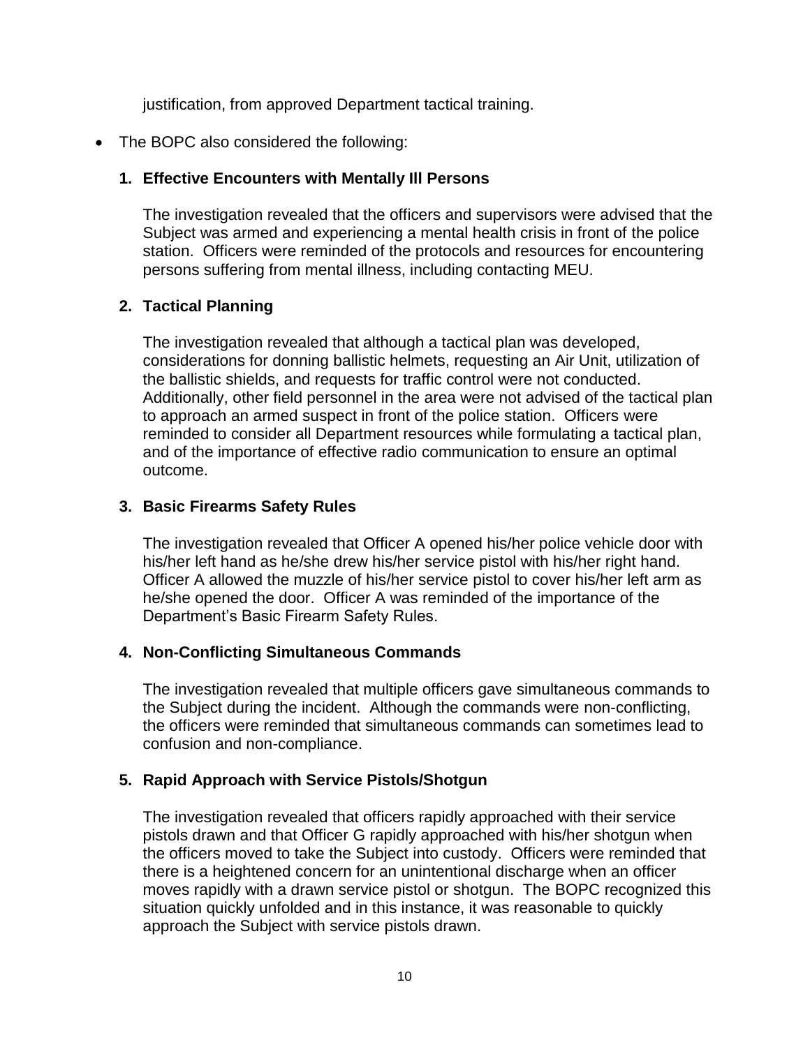justification, from approved Department tactical training.

- The BOPC also considered the following:

  **1. Effective Encounters with Mentally Ill Persons**

  The investigation revealed that the officers and supervisors were advised that the Subject was armed and experiencing a mental health crisis in front of the police station. Officers were reminded of the protocols and resources for encountering persons suffering from mental illness, including contacting MEU.

  **2. Tactical Planning**

  The investigation revealed that although a tactical plan was developed, considerations for donning ballistic helmets, requesting an Air Unit, utilization of the ballistic shields, and requests for traffic control were not conducted. Additionally, other field personnel in the area were not advised of the tactical plan to approach an armed suspect in front of the police station. Officers were reminded to consider all Department resources while formulating a tactical plan, and of the importance of effective radio communication to ensure an optimal outcome.

  **3. Basic Firearms Safety Rules**

  The investigation revealed that Officer A opened his/her police vehicle door with his/her left hand as he/she drew his/her service pistol with his/her right hand. Officer A allowed the muzzle of his/her service pistol to cover his/her left arm as he/she opened the door. Officer A was reminded of the importance of the Department's Basic Firearm Safety Rules.

  **4. Non-Conflicting Simultaneous Commands**

  The investigation revealed that multiple officers gave simultaneous commands to the Subject during the incident. Although the commands were non-conflicting, the officers were reminded that simultaneous commands can sometimes lead to confusion and non-compliance.

  **5. Rapid Approach with Service Pistols/Shotgun**

  The investigation revealed that officers rapidly approached with their service pistols drawn and that Officer G rapidly approached with his/her shotgun when the officers moved to take the Subject into custody. Officers were reminded that there is a heightened concern for an unintentional discharge when an officer moves rapidly with a drawn service pistol or shotgun. The BOPC recognized this situation quickly unfolded and in this instance, it was reasonable to quickly approach the Subject with service pistols drawn.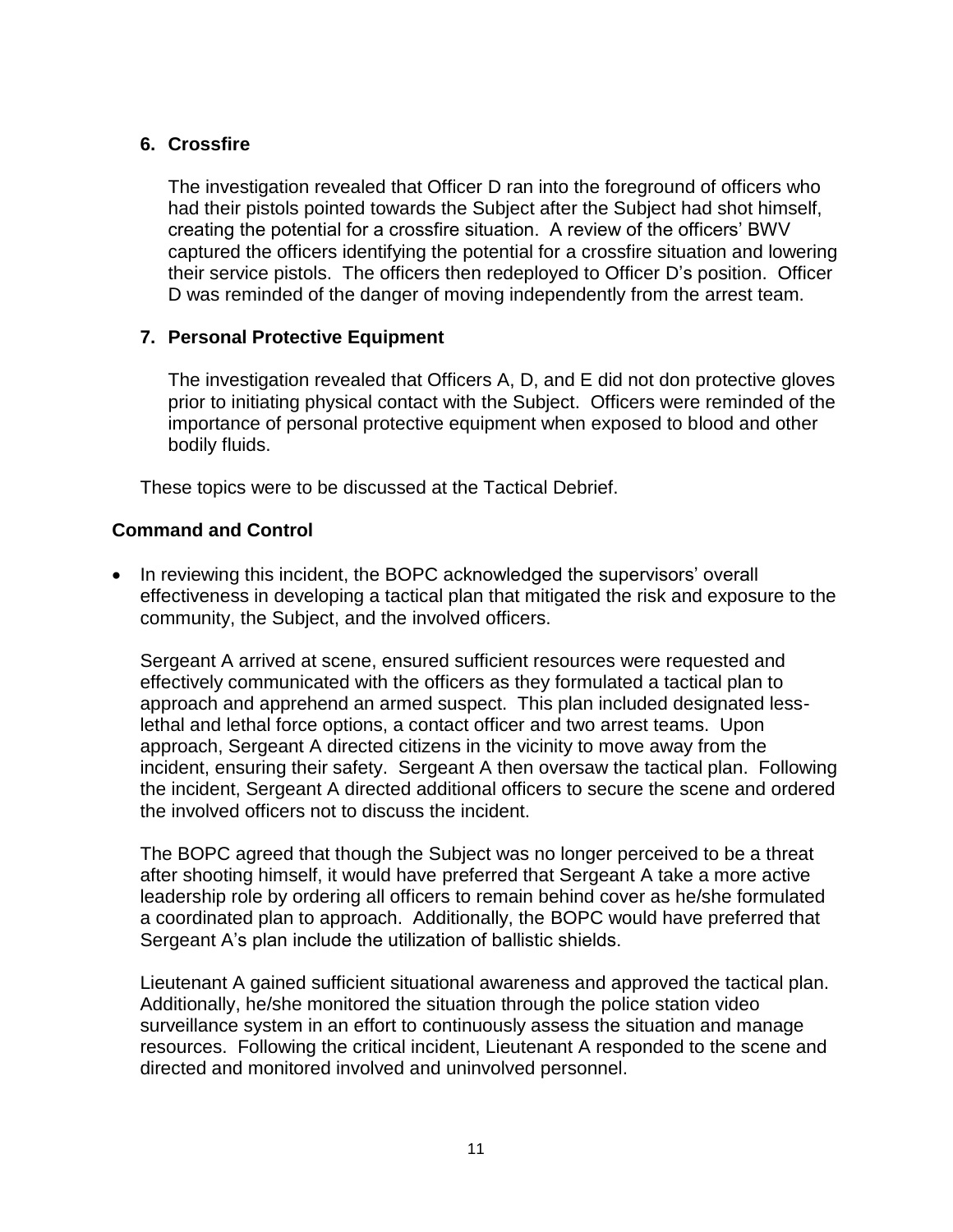**6. Crossfire**

The investigation revealed that Officer D ran into the foreground of officers who had their pistols pointed towards the Subject after the Subject had shot himself, creating the potential for a crossfire situation. A review of the officers' BWV captured the officers identifying the potential for a crossfire situation and lowering their service pistols. The officers then redeployed to Officer D's position. Officer D was reminded of the danger of moving independently from the arrest team.

**7. Personal Protective Equipment**

The investigation revealed that Officers A, D, and E did not don protective gloves prior to initiating physical contact with the Subject. Officers were reminded of the importance of personal protective equipment when exposed to blood and other bodily fluids.

These topics were to be discussed at the Tactical Debrief.

**Command and Control**

- In reviewing this incident, the BOPC acknowledged the supervisors' overall effectiveness in developing a tactical plan that mitigated the risk and exposure to the community, the Subject, and the involved officers.

  Sergeant A arrived at scene, ensured sufficient resources were requested and effectively communicated with the officers as they formulated a tactical plan to approach and apprehend an armed suspect. This plan included designated less-lethal and lethal force options, a contact officer and two arrest teams. Upon approach, Sergeant A directed citizens in the vicinity to move away from the incident, ensuring their safety. Sergeant A then oversaw the tactical plan. Following the incident, Sergeant A directed additional officers to secure the scene and ordered the involved officers not to discuss the incident.

  The BOPC agreed that though the Subject was no longer perceived to be a threat after shooting himself, it would have preferred that Sergeant A take a more active leadership role by ordering all officers to remain behind cover as he/she formulated a coordinated plan to approach. Additionally, the BOPC would have preferred that Sergeant A's plan include the utilization of ballistic shields.

  Lieutenant A gained sufficient situational awareness and approved the tactical plan. Additionally, he/she monitored the situation through the police station video surveillance system in an effort to continuously assess the situation and manage resources. Following the critical incident, Lieutenant A responded to the scene and directed and monitored involved and uninvolved personnel.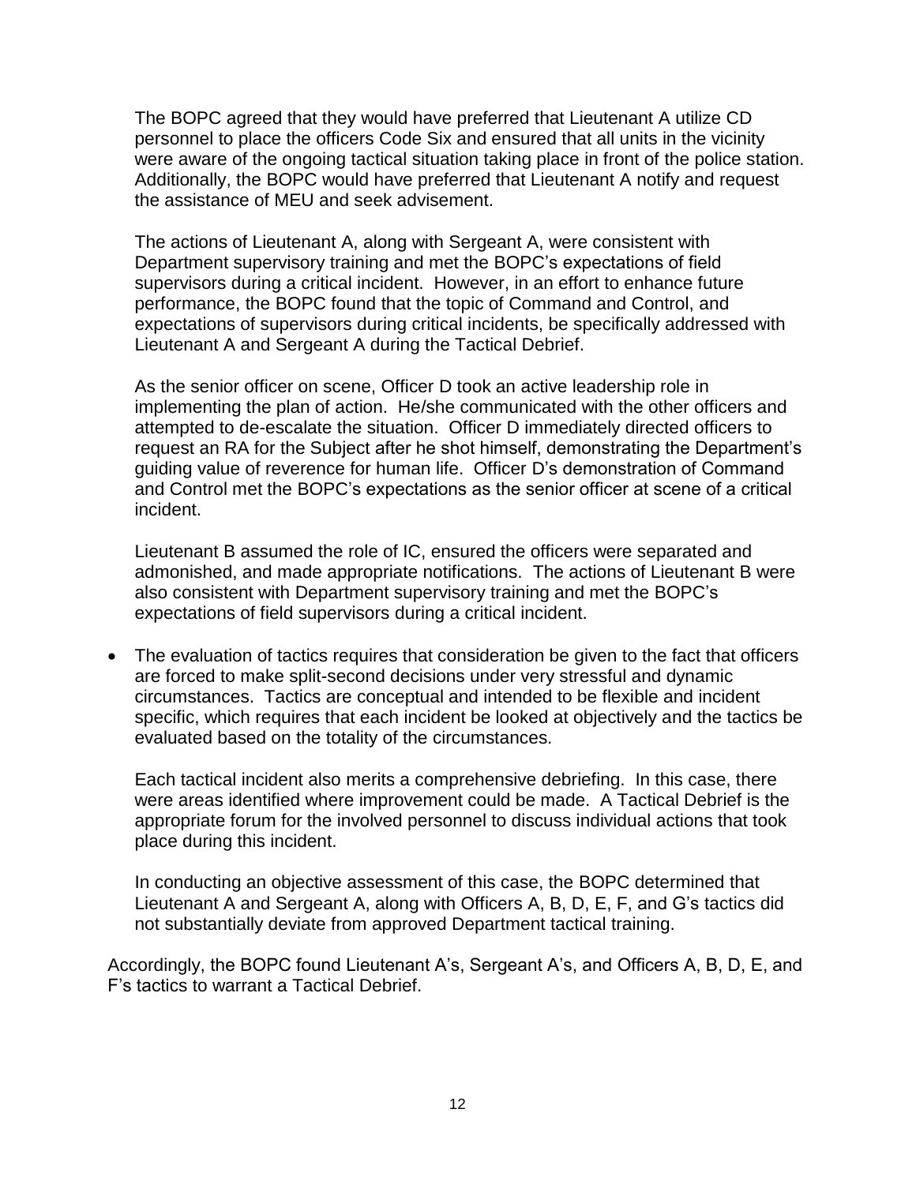The BOPC agreed that they would have preferred that Lieutenant A utilize CD personnel to place the officers Code Six and ensured that all units in the vicinity were aware of the ongoing tactical situation taking place in front of the police station. Additionally, the BOPC would have preferred that Lieutenant A notify and request the assistance of MEU and seek advisement.

The actions of Lieutenant A, along with Sergeant A, were consistent with Department supervisory training and met the BOPC's expectations of field supervisors during a critical incident. However, in an effort to enhance future performance, the BOPC found that the topic of Command and Control, and expectations of supervisors during critical incidents, be specifically addressed with Lieutenant A and Sergeant A during the Tactical Debrief.

As the senior officer on scene, Officer D took an active leadership role in implementing the plan of action. He/she communicated with the other officers and attempted to de-escalate the situation. Officer D immediately directed officers to request an RA for the Subject after he shot himself, demonstrating the Department's guiding value of reverence for human life. Officer D's demonstration of Command and Control met the BOPC's expectations as the senior officer at scene of a critical incident.

Lieutenant B assumed the role of IC, ensured the officers were separated and admonished, and made appropriate notifications. The actions of Lieutenant B were also consistent with Department supervisory training and met the BOPC's expectations of field supervisors during a critical incident.

- The evaluation of tactics requires that consideration be given to the fact that officers are forced to make split-second decisions under very stressful and dynamic circumstances. Tactics are conceptual and intended to be flexible and incident specific, which requires that each incident be looked at objectively and the tactics be evaluated based on the totality of the circumstances.

  Each tactical incident also merits a comprehensive debriefing. In this case, there were areas identified where improvement could be made. A Tactical Debrief is the appropriate forum for the involved personnel to discuss individual actions that took place during this incident.

  In conducting an objective assessment of this case, the BOPC determined that Lieutenant A and Sergeant A, along with Officers A, B, D, E, F, and G's tactics did not substantially deviate from approved Department tactical training.

Accordingly, the BOPC found Lieutenant A's, Sergeant A's, and Officers A, B, D, E, and F's tactics to warrant a Tactical Debrief.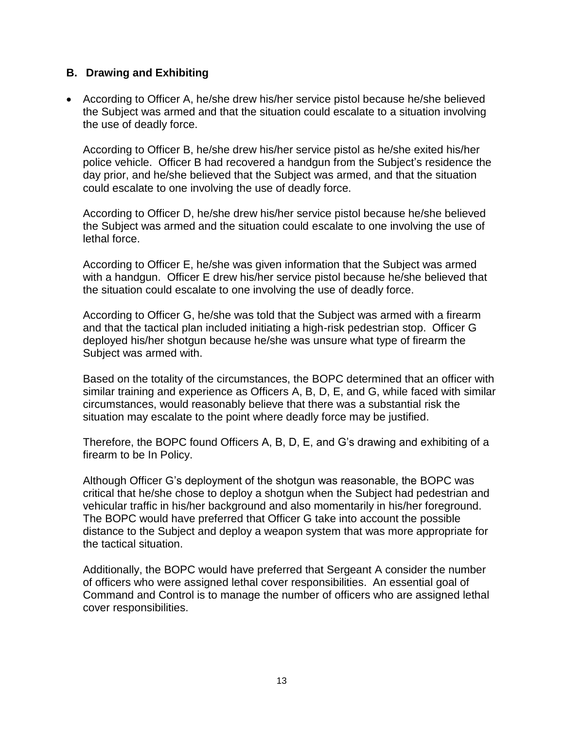### B. Drawing and Exhibiting

- According to Officer A, he/she drew his/her service pistol because he/she believed the Subject was armed and that the situation could escalate to a situation involving the use of deadly force.

  According to Officer B, he/she drew his/her service pistol as he/she exited his/her police vehicle. Officer B had recovered a handgun from the Subject's residence the day prior, and he/she believed that the Subject was armed, and that the situation could escalate to one involving the use of deadly force.

  According to Officer D, he/she drew his/her service pistol because he/she believed the Subject was armed and the situation could escalate to one involving the use of lethal force.

  According to Officer E, he/she was given information that the Subject was armed with a handgun. Officer E drew his/her service pistol because he/she believed that the situation could escalate to one involving the use of deadly force.

  According to Officer G, he/she was told that the Subject was armed with a firearm and that the tactical plan included initiating a high-risk pedestrian stop. Officer G deployed his/her shotgun because he/she was unsure what type of firearm the Subject was armed with.

  Based on the totality of the circumstances, the BOPC determined that an officer with similar training and experience as Officers A, B, D, E, and G, while faced with similar circumstances, would reasonably believe that there was a substantial risk the situation may escalate to the point where deadly force may be justified.

  Therefore, the BOPC found Officers A, B, D, E, and G's drawing and exhibiting of a firearm to be In Policy.

  Although Officer G's deployment of the shotgun was reasonable, the BOPC was critical that he/she chose to deploy a shotgun when the Subject had pedestrian and vehicular traffic in his/her background and also momentarily in his/her foreground. The BOPC would have preferred that Officer G take into account the possible distance to the Subject and deploy a weapon system that was more appropriate for the tactical situation.

  Additionally, the BOPC would have preferred that Sergeant A consider the number of officers who were assigned lethal cover responsibilities. An essential goal of Command and Control is to manage the number of officers who are assigned lethal cover responsibilities.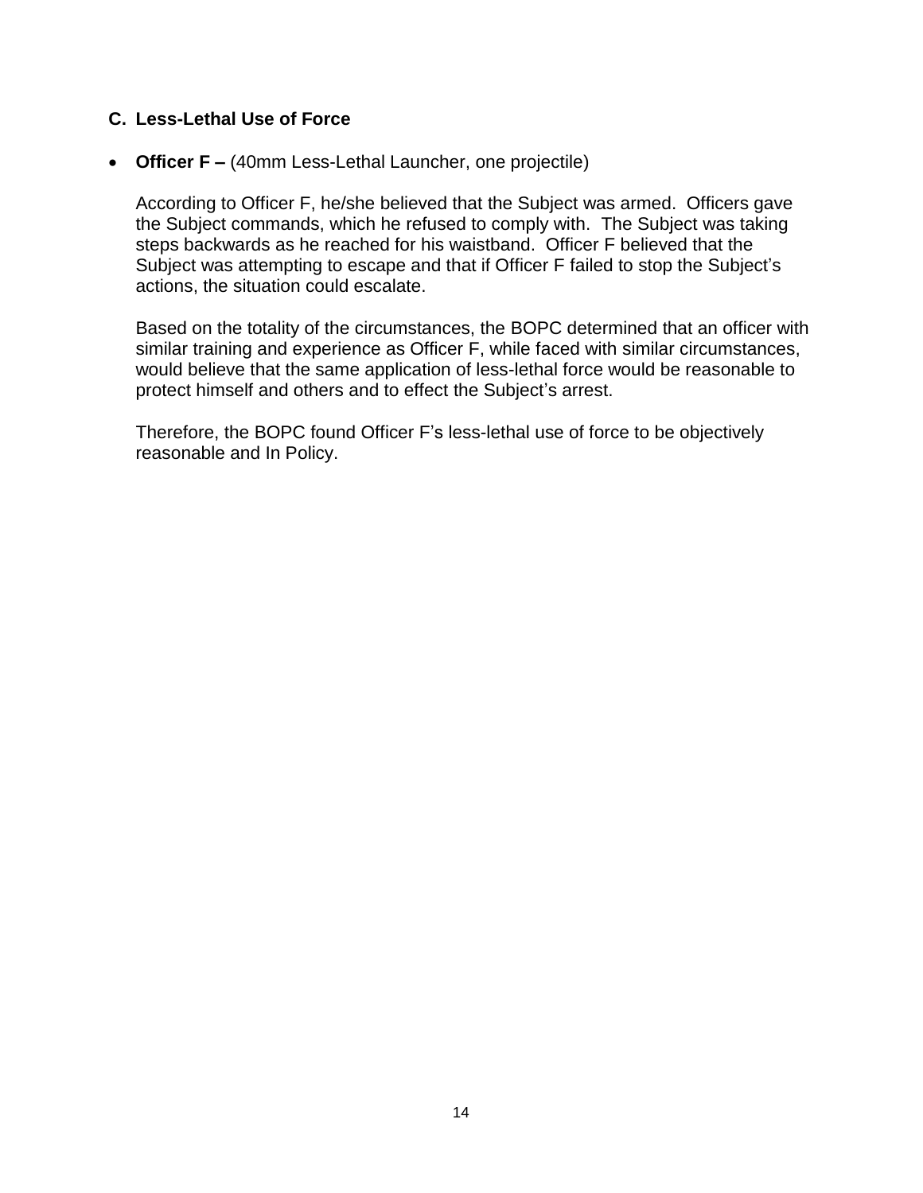### C. Less-Lethal Use of Force

- **Officer F –** (40mm Less-Lethal Launcher, one projectile)

  According to Officer F, he/she believed that the Subject was armed. Officers gave the Subject commands, which he refused to comply with. The Subject was taking steps backwards as he reached for his waistband. Officer F believed that the Subject was attempting to escape and that if Officer F failed to stop the Subject's actions, the situation could escalate.

  Based on the totality of the circumstances, the BOPC determined that an officer with similar training and experience as Officer F, while faced with similar circumstances, would believe that the same application of less-lethal force would be reasonable to protect himself and others and to effect the Subject's arrest.

  Therefore, the BOPC found Officer F's less-lethal use of force to be objectively reasonable and In Policy.